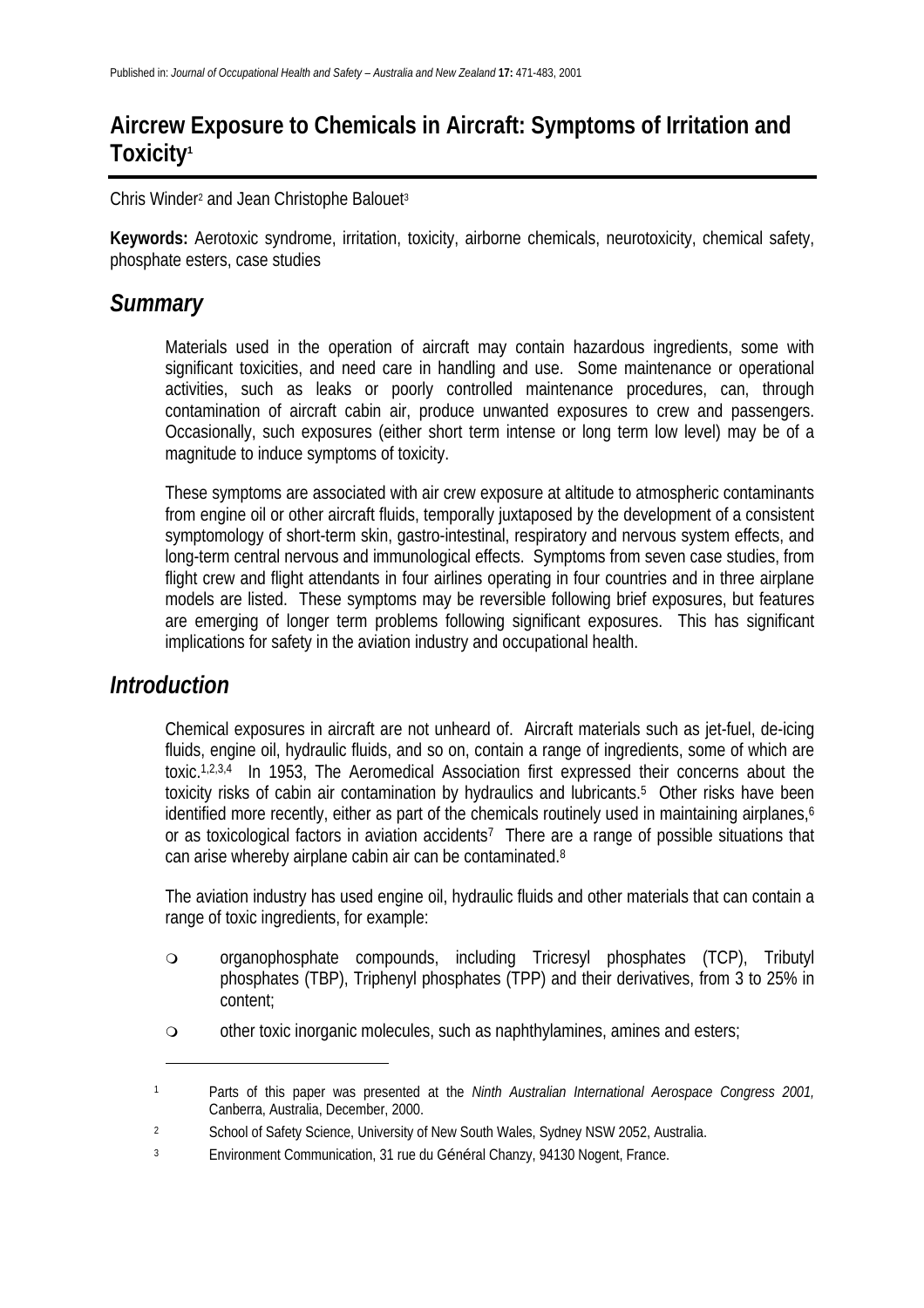Published in: *Journal of Occupational Health and Safety – Australia and New Zealand* **17:** 471-483, 2001

# Aircrew Exposure to Chemicals in Aircraft: Symptoms of Irritation and Toxicity[1]

Chris Winder[2] and Jean Christophe Balouet[3]

**Keywords:** Aerotoxic syndrome, irritation, toxicity, airborne chemicals, neurotoxicity, chemical safety, phosphate esters, case studies

## *Summary*

Materials used in the operation of aircraft may contain hazardous ingredients, some with significant toxicities, and need care in handling and use. Some maintenance or operational activities, such as leaks or poorly controlled maintenance procedures, can, through contamination of aircraft cabin air, produce unwanted exposures to crew and passengers. Occasionally, such exposures (either short term intense or long term low level) may be of a magnitude to induce symptoms of toxicity.

These symptoms are associated with air crew exposure at altitude to atmospheric contaminants from engine oil or other aircraft fluids, temporally juxtaposed by the development of a consistent symptomology of short-term skin, gastro-intestinal, respiratory and nervous system effects, and long-term central nervous and immunological effects. Symptoms from seven case studies, from flight crew and flight attendants in four airlines operating in four countries and in three airplane models are listed. These symptoms may be reversible following brief exposures, but features are emerging of longer term problems following significant exposures. This has significant implications for safety in the aviation industry and occupational health.

## *Introduction*

Chemical exposures in aircraft are not unheard of. Aircraft materials such as jet-fuel, de-icing fluids, engine oil, hydraulic fluids, and so on, contain a range of ingredients, some of which are toxic.[1,2,3,4] In 1953, The Aeromedical Association first expressed their concerns about the toxicity risks of cabin air contamination by hydraulics and lubricants.[5] Other risks have been identified more recently, either as part of the chemicals routinely used in maintaining airplanes,[6] or as toxicological factors in aviation accidents[7] There are a range of possible situations that can arise whereby airplane cabin air can be contaminated.[8]

The aviation industry has used engine oil, hydraulic fluids and other materials that can contain a range of toxic ingredients, for example:

- organophosphate compounds, including Tricresyl phosphates (TCP), Tributyl phosphates (TBP), Triphenyl phosphates (TPP) and their derivatives, from 3 to 25% in content;
- other toxic inorganic molecules, such as naphthylamines, amines and esters;

---

[1] Parts of this paper was presented at the *Ninth Australian International Aerospace Congress 2001,* Canberra, Australia, December, 2000.

[2] School of Safety Science, University of New South Wales, Sydney NSW 2052, Australia.

[3] Environment Communication, 31 rue du Général Chanzy, 94130 Nogent, France.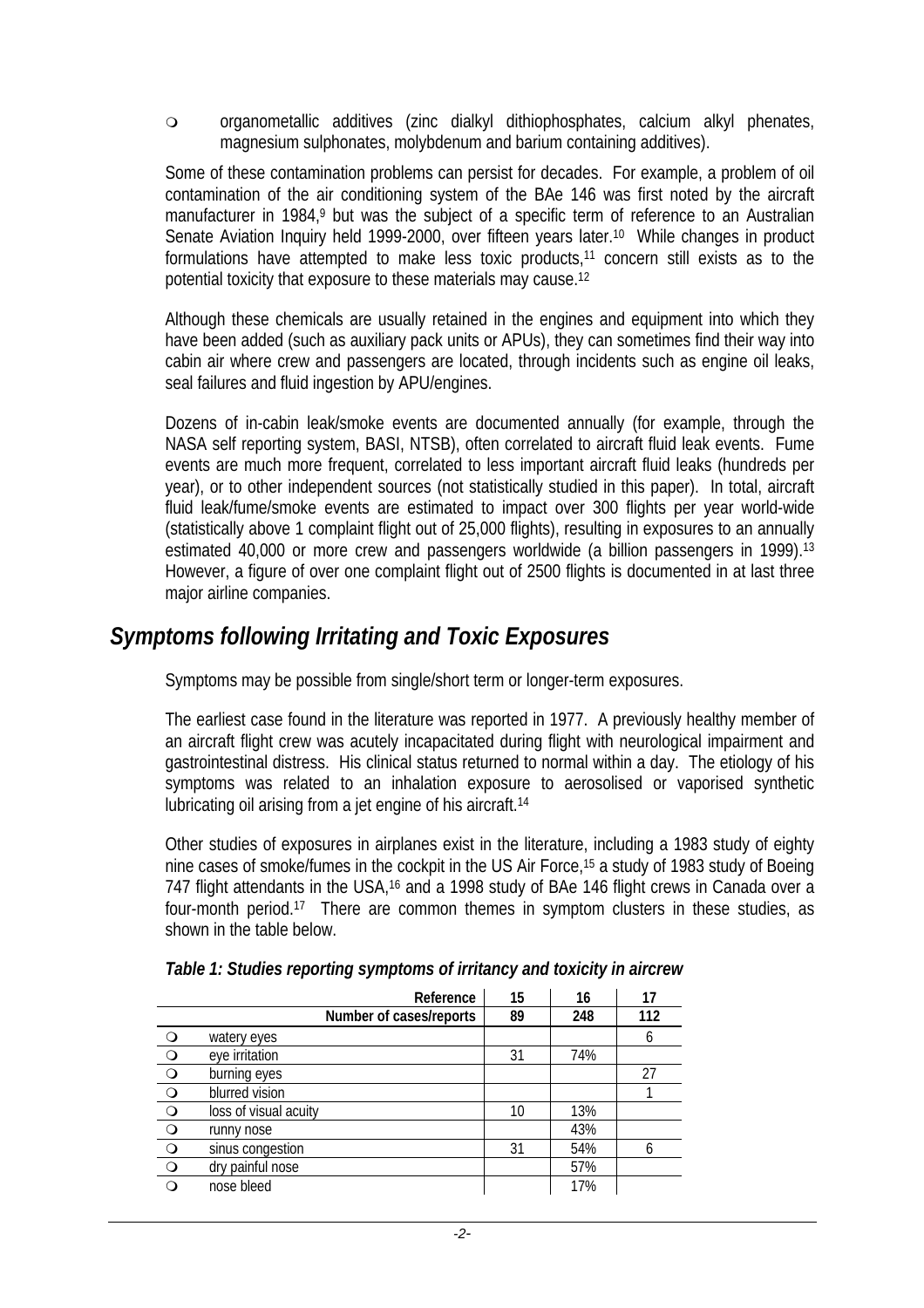- organometallic additives (zinc dialkyl dithiophosphates, calcium alkyl phenates, magnesium sulphonates, molybdenum and barium containing additives).

Some of these contamination problems can persist for decades. For example, a problem of oil contamination of the air conditioning system of the BAe 146 was first noted by the aircraft manufacturer in 1984,[9] but was the subject of a specific term of reference to an Australian Senate Aviation Inquiry held 1999-2000, over fifteen years later.[10] While changes in product formulations have attempted to make less toxic products,[11] concern still exists as to the potential toxicity that exposure to these materials may cause.[12]

Although these chemicals are usually retained in the engines and equipment into which they have been added (such as auxiliary pack units or APUs), they can sometimes find their way into cabin air where crew and passengers are located, through incidents such as engine oil leaks, seal failures and fluid ingestion by APU/engines.

Dozens of in-cabin leak/smoke events are documented annually (for example, through the NASA self reporting system, BASI, NTSB), often correlated to aircraft fluid leak events. Fume events are much more frequent, correlated to less important aircraft fluid leaks (hundreds per year), or to other independent sources (not statistically studied in this paper). In total, aircraft fluid leak/fume/smoke events are estimated to impact over 300 flights per year world-wide (statistically above 1 complaint flight out of 25,000 flights), resulting in exposures to an annually estimated 40,000 or more crew and passengers worldwide (a billion passengers in 1999).[13] However, a figure of over one complaint flight out of 2500 flights is documented in at last three major airline companies.

## Symptoms following Irritating and Toxic Exposures

Symptoms may be possible from single/short term or longer-term exposures.

The earliest case found in the literature was reported in 1977. A previously healthy member of an aircraft flight crew was acutely incapacitated during flight with neurological impairment and gastrointestinal distress. His clinical status returned to normal within a day. The etiology of his symptoms was related to an inhalation exposure to aerosolised or vaporised synthetic lubricating oil arising from a jet engine of his aircraft.[14]

Other studies of exposures in airplanes exist in the literature, including a 1983 study of eighty nine cases of smoke/fumes in the cockpit in the US Air Force,[15] a study of 1983 study of Boeing 747 flight attendants in the USA,[16] and a 1998 study of BAe 146 flight crews in Canada over a four-month period.[17] There are common themes in symptom clusters in these studies, as shown in the table below.

*Table 1: Studies reporting symptoms of irritancy and toxicity in aircrew*

| Reference | 15 | 16 | 17 |
|---|---|---|---|
| Number of cases/reports | 89 | 248 | 112 |
| watery eyes | | | 6 |
| eye irritation | 31 | 74% | |
| burning eyes | | | 27 |
| blurred vision | | | 1 |
| loss of visual acuity | 10 | 13% | |
| runny nose | | 43% | |
| sinus congestion | 31 | 54% | 6 |
| dry painful nose | | 57% | |
| nose bleed | | 17% | |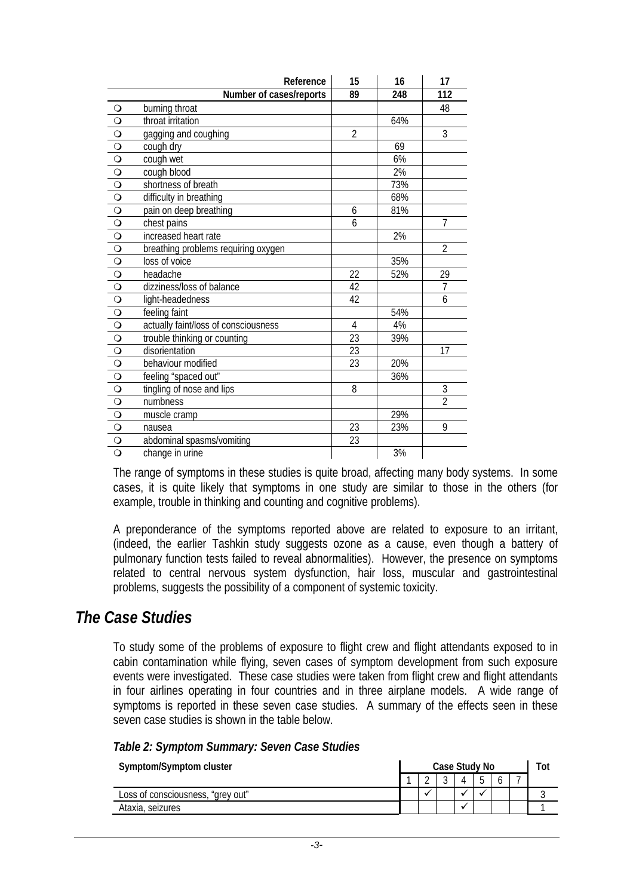| | Reference | 15 | 16 | 17 |
|---|---|---|---|---|
| | Number of cases/reports | 89 | 248 | 112 |
| ❍ | burning throat | | | 48 |
| ❍ | throat irritation | | 64% | |
| ❍ | gagging and coughing | 2 | | 3 |
| ❍ | cough dry | | 69 | |
| ❍ | cough wet | | 6% | |
| ❍ | cough blood | | 2% | |
| ❍ | shortness of breath | | 73% | |
| ❍ | difficulty in breathing | | 68% | |
| ❍ | pain on deep breathing | 6 | 81% | |
| ❍ | chest pains | 6 | | 7 |
| ❍ | increased heart rate | | 2% | |
| ❍ | breathing problems requiring oxygen | | | 2 |
| ❍ | loss of voice | | 35% | |
| ❍ | headache | 22 | 52% | 29 |
| ❍ | dizziness/loss of balance | 42 | | 7 |
| ❍ | light-headedness | 42 | | 6 |
| ❍ | feeling faint | | 54% | |
| ❍ | actually faint/loss of consciousness | 4 | 4% | |
| ❍ | trouble thinking or counting | 23 | 39% | |
| ❍ | disorientation | 23 | | 17 |
| ❍ | behaviour modified | 23 | 20% | |
| ❍ | feeling "spaced out" | | 36% | |
| ❍ | tingling of nose and lips | 8 | | 3 |
| ❍ | numbness | | | 2 |
| ❍ | muscle cramp | | 29% | |
| ❍ | nausea | 23 | 23% | 9 |
| ❍ | abdominal spasms/vomiting | 23 | | |
| ❍ | change in urine | | 3% | |

The range of symptoms in these studies is quite broad, affecting many body systems. In some cases, it is quite likely that symptoms in one study are similar to those in the others (for example, trouble in thinking and counting and cognitive problems).

A preponderance of the symptoms reported above are related to exposure to an irritant, (indeed, the earlier Tashkin study suggests ozone as a cause, even though a battery of pulmonary function tests failed to reveal abnormalities). However, the presence on symptoms related to central nervous system dysfunction, hair loss, muscular and gastrointestinal problems, suggests the possibility of a component of systemic toxicity.

## *The Case Studies*

To study some of the problems of exposure to flight crew and flight attendants exposed to in cabin contamination while flying, seven cases of symptom development from such exposure events were investigated. These case studies were taken from flight crew and flight attendants in four airlines operating in four countries and in three airplane models. A wide range of symptoms is reported in these seven case studies. A summary of the effects seen in these seven case studies is shown in the table below.

***Table 2: Symptom Summary: Seven Case Studies***

| Symptom/Symptom cluster | Case Study No | | | | | | | Tot |
|---|---|---|---|---|---|---|---|---|
| | 1 | 2 | 3 | 4 | 5 | 6 | 7 | |
| Loss of consciousness, "grey out" | | ✓ | | ✓ | ✓ | | | 3 |
| Ataxia, seizures | | | | ✓ | | | | 1 |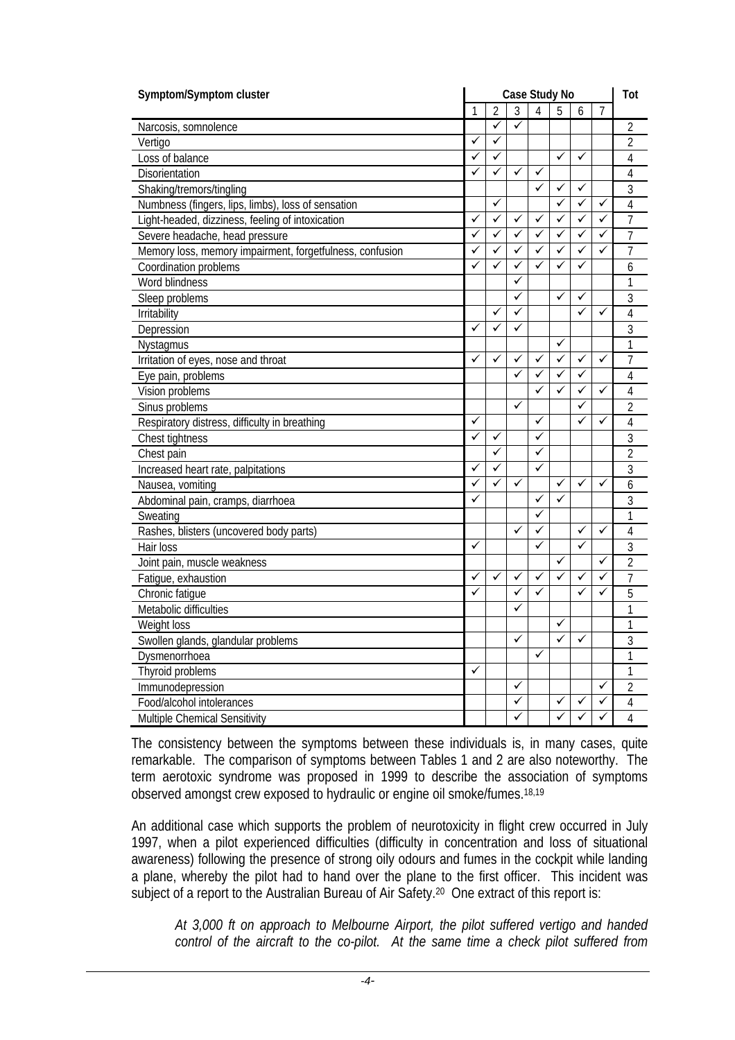| Symptom/Symptom cluster | Case Study No | | | | | | | Tot |
|---|---|---|---|---|---|---|---|---|
| | 1 | 2 | 3 | 4 | 5 | 6 | 7 | |
| Narcosis, somnolence | | ✓ | ✓ | | | | | 2 |
| Vertigo | ✓ | ✓ | | | | | | 2 |
| Loss of balance | ✓ | ✓ | | | ✓ | ✓ | | 4 |
| Disorientation | ✓ | ✓ | ✓ | ✓ | | | | 4 |
| Shaking/tremors/tingling | | | | ✓ | ✓ | ✓ | | 3 |
| Numbness (fingers, lips, limbs), loss of sensation | | ✓ | | | ✓ | ✓ | ✓ | 4 |
| Light-headed, dizziness, feeling of intoxication | ✓ | ✓ | ✓ | ✓ | ✓ | ✓ | ✓ | 7 |
| Severe headache, head pressure | ✓ | ✓ | ✓ | ✓ | ✓ | ✓ | ✓ | 7 |
| Memory loss, memory impairment, forgetfulness, confusion | ✓ | ✓ | ✓ | ✓ | ✓ | ✓ | ✓ | 7 |
| Coordination problems | ✓ | ✓ | ✓ | ✓ | ✓ | ✓ | | 6 |
| Word blindness | | | ✓ | | | | | 1 |
| Sleep problems | | | ✓ | | ✓ | ✓ | | 3 |
| Irritability | | ✓ | ✓ | | | ✓ | ✓ | 4 |
| Depression | ✓ | ✓ | ✓ | | | | | 3 |
| Nystagmus | | | | | ✓ | | | 1 |
| Irritation of eyes, nose and throat | ✓ | ✓ | ✓ | ✓ | ✓ | ✓ | ✓ | 7 |
| Eye pain, problems | | | ✓ | ✓ | ✓ | ✓ | | 4 |
| Vision problems | | | | ✓ | ✓ | ✓ | ✓ | 4 |
| Sinus problems | | | ✓ | | | ✓ | | 2 |
| Respiratory distress, difficulty in breathing | ✓ | | | ✓ | | ✓ | ✓ | 4 |
| Chest tightness | ✓ | ✓ | | ✓ | | | | 3 |
| Chest pain | | ✓ | | ✓ | | | | 2 |
| Increased heart rate, palpitations | ✓ | ✓ | | ✓ | | | | 3 |
| Nausea, vomiting | ✓ | ✓ | ✓ | | ✓ | ✓ | ✓ | 6 |
| Abdominal pain, cramps, diarrhoea | ✓ | | | ✓ | ✓ | | | 3 |
| Sweating | | | | ✓ | | | | 1 |
| Rashes, blisters (uncovered body parts) | | | ✓ | ✓ | | ✓ | ✓ | 4 |
| Hair loss | ✓ | | | ✓ | | ✓ | | 3 |
| Joint pain, muscle weakness | | | | | ✓ | | ✓ | 2 |
| Fatigue, exhaustion | ✓ | ✓ | ✓ | ✓ | ✓ | ✓ | ✓ | 7 |
| Chronic fatigue | ✓ | | ✓ | ✓ | | ✓ | ✓ | 5 |
| Metabolic difficulties | | | ✓ | | | | | 1 |
| Weight loss | | | | | ✓ | | | 1 |
| Swollen glands, glandular problems | | | ✓ | | ✓ | ✓ | | 3 |
| Dysmenorrhoea | | | | ✓ | | | | 1 |
| Thyroid problems | ✓ | | | | | | | 1 |
| Immunodepression | | | ✓ | | | | ✓ | 2 |
| Food/alcohol intolerances | | | ✓ | | ✓ | ✓ | ✓ | 4 |
| Multiple Chemical Sensitivity | | | ✓ | | ✓ | ✓ | ✓ | 4 |

The consistency between the symptoms between these individuals is, in many cases, quite remarkable. The comparison of symptoms between Tables 1 and 2 are also noteworthy. The term aerotoxic syndrome was proposed in 1999 to describe the association of symptoms observed amongst crew exposed to hydraulic or engine oil smoke/fumes.[18,19]

An additional case which supports the problem of neurotoxicity in flight crew occurred in July 1997, when a pilot experienced difficulties (difficulty in concentration and loss of situational awareness) following the presence of strong oily odours and fumes in the cockpit while landing a plane, whereby the pilot had to hand over the plane to the first officer. This incident was subject of a report to the Australian Bureau of Air Safety.[20] One extract of this report is:

> *At 3,000 ft on approach to Melbourne Airport, the pilot suffered vertigo and handed control of the aircraft to the co-pilot. At the same time a check pilot suffered from*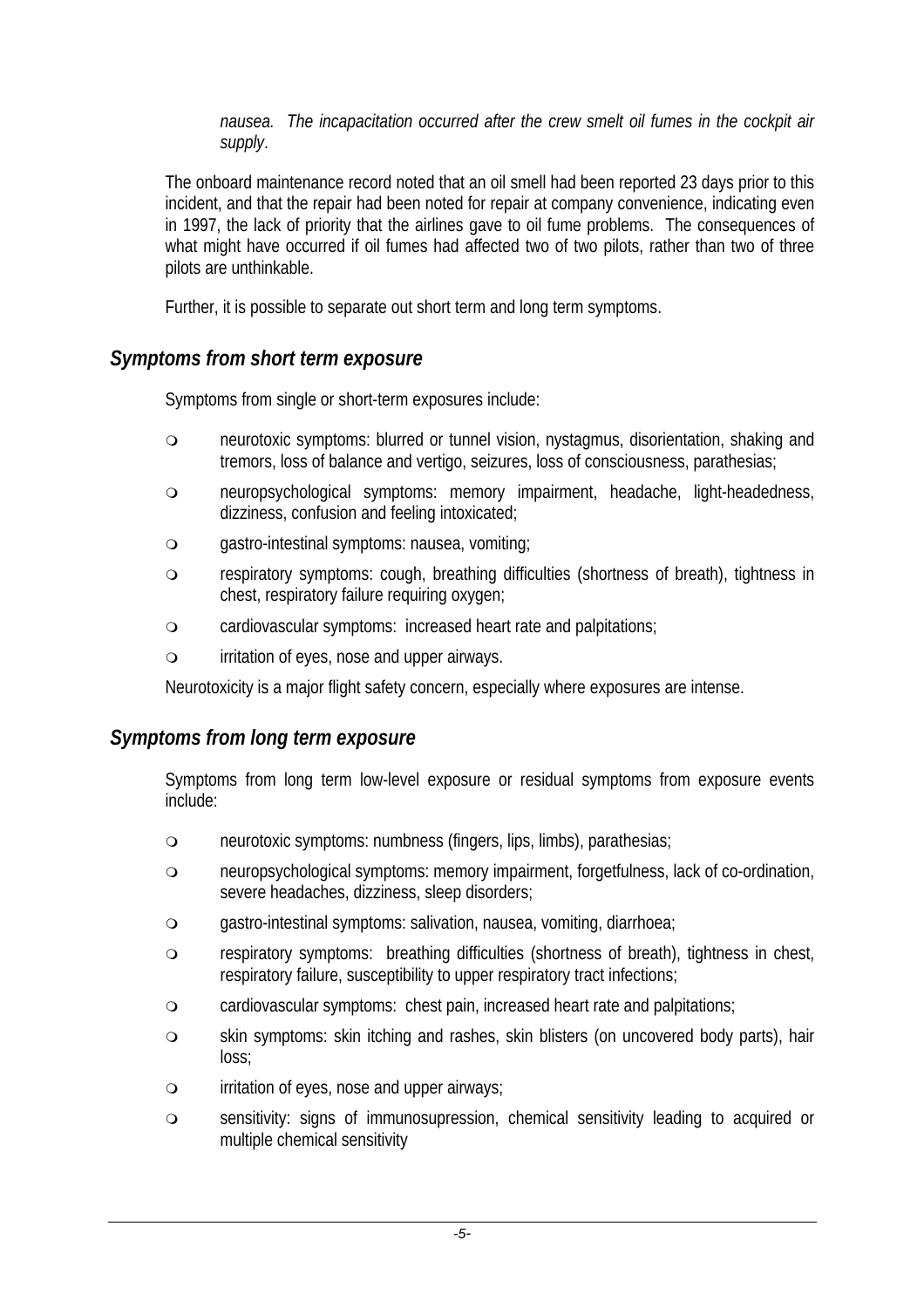*nausea. The incapacitation occurred after the crew smelt oil fumes in the cockpit air supply*.

The onboard maintenance record noted that an oil smell had been reported 23 days prior to this incident, and that the repair had been noted for repair at company convenience, indicating even in 1997, the lack of priority that the airlines gave to oil fume problems. The consequences of what might have occurred if oil fumes had affected two of two pilots, rather than two of three pilots are unthinkable.

Further, it is possible to separate out short term and long term symptoms.

## *Symptoms from short term exposure*

Symptoms from single or short-term exposures include:

- neurotoxic symptoms: blurred or tunnel vision, nystagmus, disorientation, shaking and tremors, loss of balance and vertigo, seizures, loss of consciousness, parathesias;
- neuropsychological symptoms: memory impairment, headache, light-headedness, dizziness, confusion and feeling intoxicated;
- gastro-intestinal symptoms: nausea, vomiting;
- respiratory symptoms: cough, breathing difficulties (shortness of breath), tightness in chest, respiratory failure requiring oxygen;
- cardiovascular symptoms: increased heart rate and palpitations;
- irritation of eyes, nose and upper airways.

Neurotoxicity is a major flight safety concern, especially where exposures are intense.

## *Symptoms from long term exposure*

Symptoms from long term low-level exposure or residual symptoms from exposure events include:

- neurotoxic symptoms: numbness (fingers, lips, limbs), parathesias;
- neuropsychological symptoms: memory impairment, forgetfulness, lack of co-ordination, severe headaches, dizziness, sleep disorders;
- gastro-intestinal symptoms: salivation, nausea, vomiting, diarrhoea;
- respiratory symptoms: breathing difficulties (shortness of breath), tightness in chest, respiratory failure, susceptibility to upper respiratory tract infections;
- cardiovascular symptoms: chest pain, increased heart rate and palpitations;
- skin symptoms: skin itching and rashes, skin blisters (on uncovered body parts), hair loss;
- irritation of eyes, nose and upper airways;
- sensitivity: signs of immunosupression, chemical sensitivity leading to acquired or multiple chemical sensitivity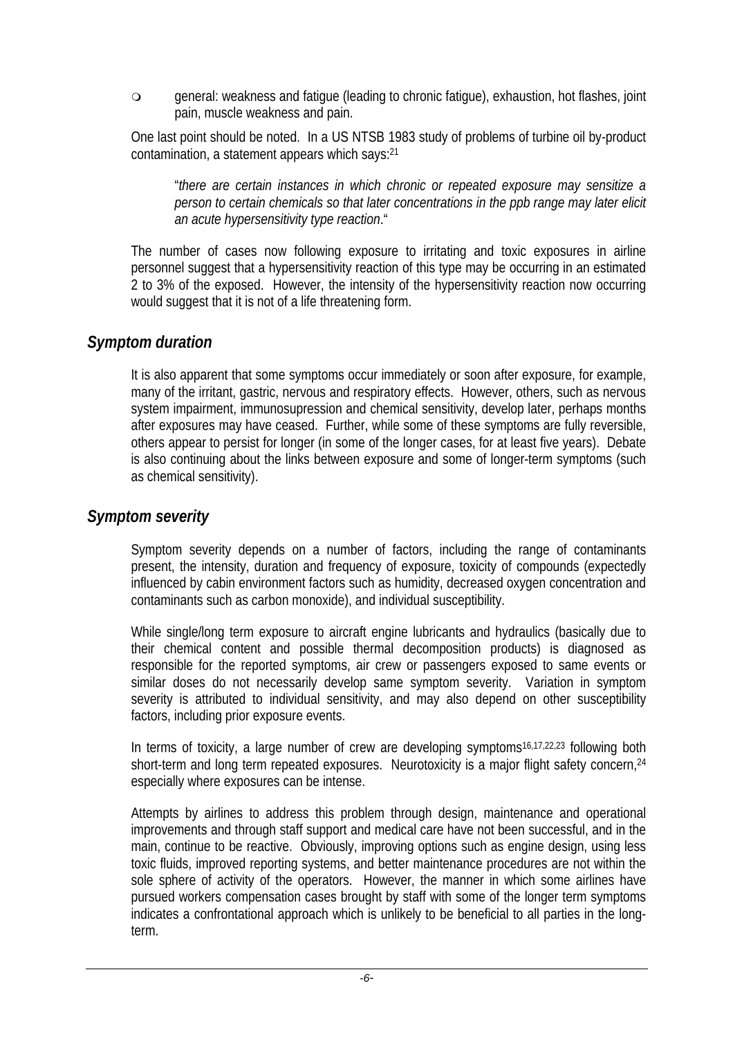- general: weakness and fatigue (leading to chronic fatigue), exhaustion, hot flashes, joint pain, muscle weakness and pain.

One last point should be noted. In a US NTSB 1983 study of problems of turbine oil by-product contamination, a statement appears which says:[21]

> "*there are certain instances in which chronic or repeated exposure may sensitize a person to certain chemicals so that later concentrations in the ppb range may later elicit an acute hypersensitivity type reaction*."

The number of cases now following exposure to irritating and toxic exposures in airline personnel suggest that a hypersensitivity reaction of this type may be occurring in an estimated 2 to 3% of the exposed. However, the intensity of the hypersensitivity reaction now occurring would suggest that it is not of a life threatening form.

## *Symptom duration*

It is also apparent that some symptoms occur immediately or soon after exposure, for example, many of the irritant, gastric, nervous and respiratory effects. However, others, such as nervous system impairment, immunosupression and chemical sensitivity, develop later, perhaps months after exposures may have ceased. Further, while some of these symptoms are fully reversible, others appear to persist for longer (in some of the longer cases, for at least five years). Debate is also continuing about the links between exposure and some of longer-term symptoms (such as chemical sensitivity).

## *Symptom severity*

Symptom severity depends on a number of factors, including the range of contaminants present, the intensity, duration and frequency of exposure, toxicity of compounds (expectedly influenced by cabin environment factors such as humidity, decreased oxygen concentration and contaminants such as carbon monoxide), and individual susceptibility.

While single/long term exposure to aircraft engine lubricants and hydraulics (basically due to their chemical content and possible thermal decomposition products) is diagnosed as responsible for the reported symptoms, air crew or passengers exposed to same events or similar doses do not necessarily develop same symptom severity. Variation in symptom severity is attributed to individual sensitivity, and may also depend on other susceptibility factors, including prior exposure events.

In terms of toxicity, a large number of crew are developing symptoms[16,17,22,23] following both short-term and long term repeated exposures. Neurotoxicity is a major flight safety concern,[24] especially where exposures can be intense.

Attempts by airlines to address this problem through design, maintenance and operational improvements and through staff support and medical care have not been successful, and in the main, continue to be reactive. Obviously, improving options such as engine design, using less toxic fluids, improved reporting systems, and better maintenance procedures are not within the sole sphere of activity of the operators. However, the manner in which some airlines have pursued workers compensation cases brought by staff with some of the longer term symptoms indicates a confrontational approach which is unlikely to be beneficial to all parties in the long-term.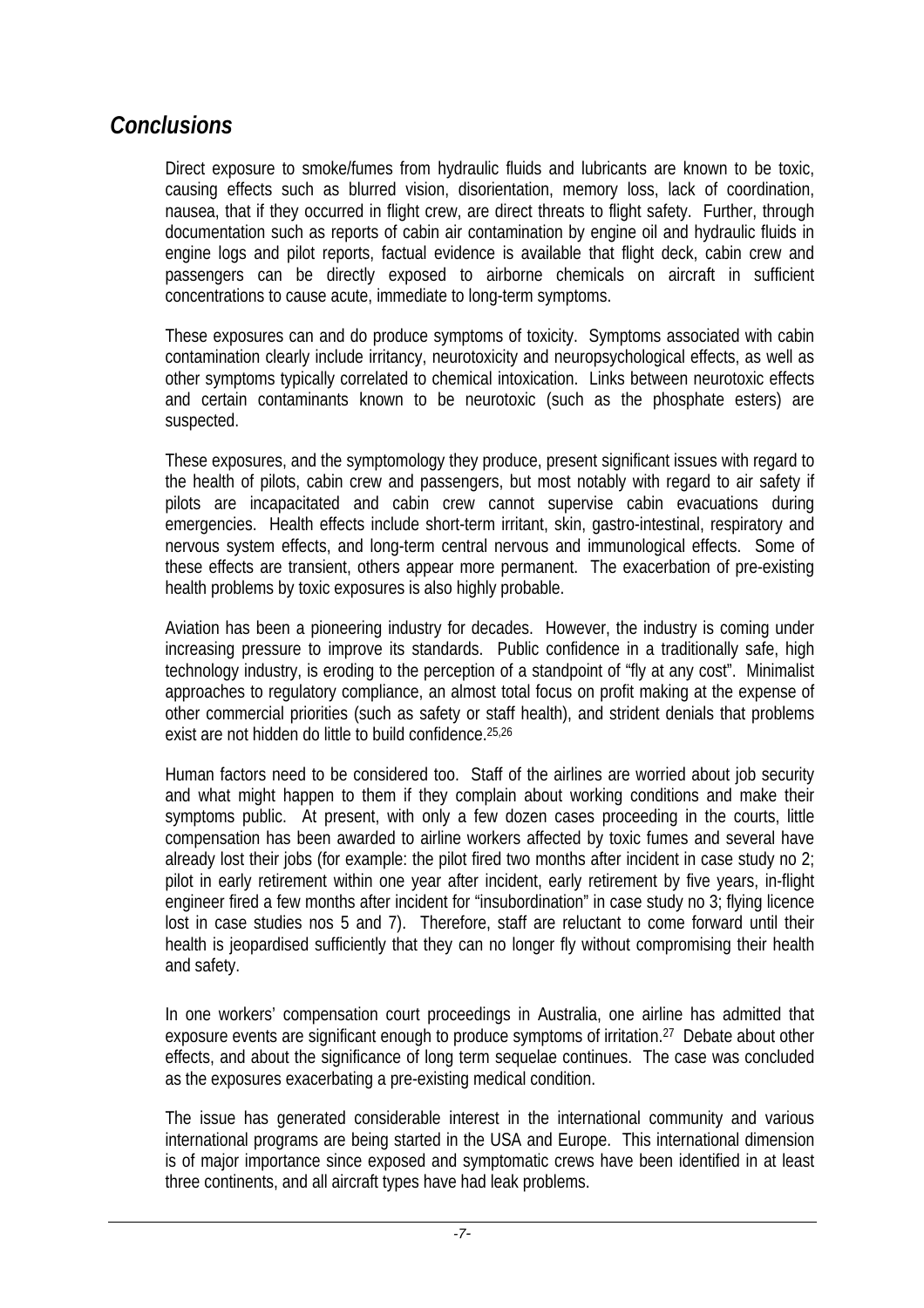## *Conclusions*

Direct exposure to smoke/fumes from hydraulic fluids and lubricants are known to be toxic, causing effects such as blurred vision, disorientation, memory loss, lack of coordination, nausea, that if they occurred in flight crew, are direct threats to flight safety. Further, through documentation such as reports of cabin air contamination by engine oil and hydraulic fluids in engine logs and pilot reports, factual evidence is available that flight deck, cabin crew and passengers can be directly exposed to airborne chemicals on aircraft in sufficient concentrations to cause acute, immediate to long-term symptoms.

These exposures can and do produce symptoms of toxicity. Symptoms associated with cabin contamination clearly include irritancy, neurotoxicity and neuropsychological effects, as well as other symptoms typically correlated to chemical intoxication. Links between neurotoxic effects and certain contaminants known to be neurotoxic (such as the phosphate esters) are suspected.

These exposures, and the symptomology they produce, present significant issues with regard to the health of pilots, cabin crew and passengers, but most notably with regard to air safety if pilots are incapacitated and cabin crew cannot supervise cabin evacuations during emergencies. Health effects include short-term irritant, skin, gastro-intestinal, respiratory and nervous system effects, and long-term central nervous and immunological effects. Some of these effects are transient, others appear more permanent. The exacerbation of pre-existing health problems by toxic exposures is also highly probable.

Aviation has been a pioneering industry for decades. However, the industry is coming under increasing pressure to improve its standards. Public confidence in a traditionally safe, high technology industry, is eroding to the perception of a standpoint of "fly at any cost". Minimalist approaches to regulatory compliance, an almost total focus on profit making at the expense of other commercial priorities (such as safety or staff health), and strident denials that problems exist are not hidden do little to build confidence.[25,26]

Human factors need to be considered too. Staff of the airlines are worried about job security and what might happen to them if they complain about working conditions and make their symptoms public. At present, with only a few dozen cases proceeding in the courts, little compensation has been awarded to airline workers affected by toxic fumes and several have already lost their jobs (for example: the pilot fired two months after incident in case study no 2; pilot in early retirement within one year after incident, early retirement by five years, in-flight engineer fired a few months after incident for "insubordination" in case study no 3; flying licence lost in case studies nos 5 and 7). Therefore, staff are reluctant to come forward until their health is jeopardised sufficiently that they can no longer fly without compromising their health and safety.

In one workers' compensation court proceedings in Australia, one airline has admitted that exposure events are significant enough to produce symptoms of irritation.[27] Debate about other effects, and about the significance of long term sequelae continues. The case was concluded as the exposures exacerbating a pre-existing medical condition.

The issue has generated considerable interest in the international community and various international programs are being started in the USA and Europe. This international dimension is of major importance since exposed and symptomatic crews have been identified in at least three continents, and all aircraft types have had leak problems.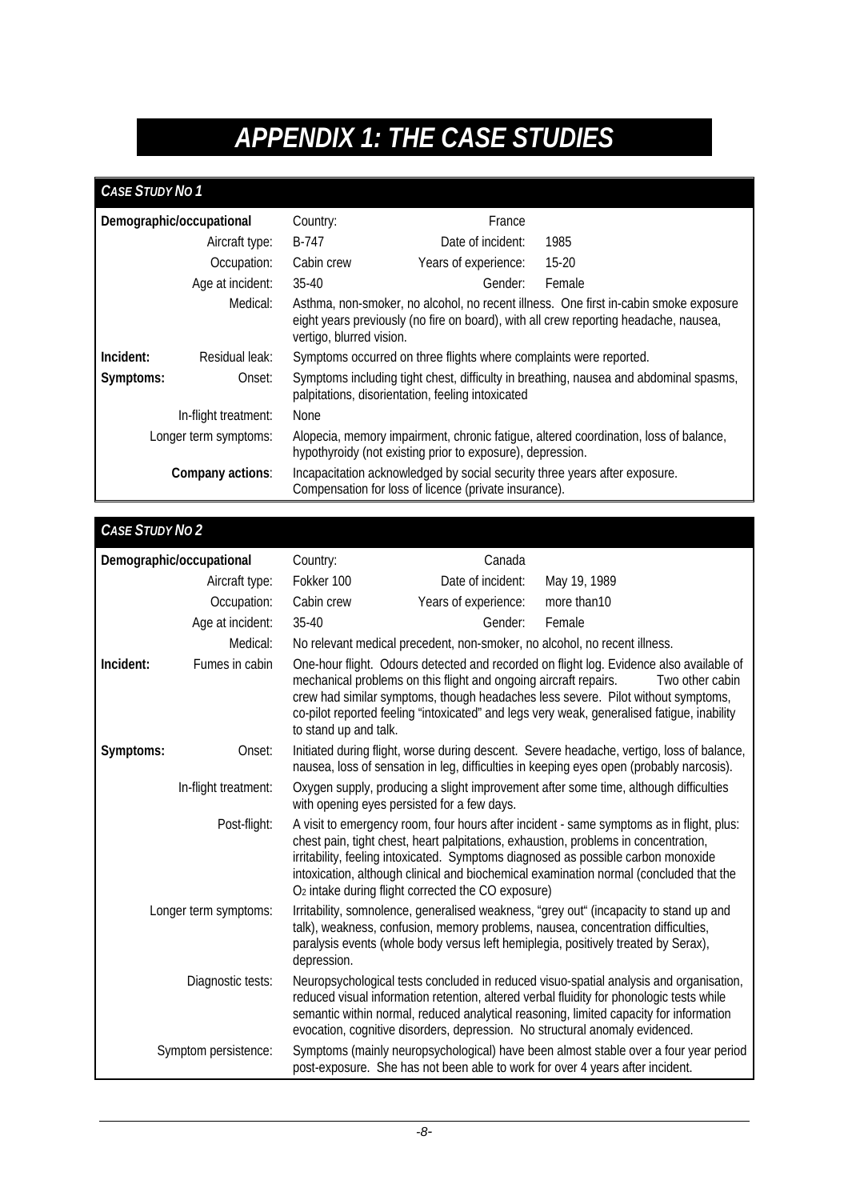# APPENDIX 1: THE CASE STUDIES

| *CASE STUDY NO 1* | | | | |
|---|---|---|---|---|
| **Demographic/occupational** | | Country: | France | |
| | Aircraft type: | B-747 | Date of incident: | 1985 |
| | Occupation: | Cabin crew | Years of experience: | 15-20 |
| | Age at incident: | 35-40 | Gender: | Female |
| | Medical: | Asthma, non-smoker, no alcohol, no recent illness. One first in-cabin smoke exposure eight years previously (no fire on board), with all crew reporting headache, nausea, vertigo, blurred vision. | | |
| **Incident:** | Residual leak: | Symptoms occurred on three flights where complaints were reported. | | |
| **Symptoms:** | Onset: | Symptoms including tight chest, difficulty in breathing, nausea and abdominal spasms, palpitations, disorientation, feeling intoxicated | | |
| | In-flight treatment: | None | | |
| | Longer term symptoms: | Alopecia, memory impairment, chronic fatigue, altered coordination, loss of balance, hypothyroidy (not existing prior to exposure), depression. | | |
| | **Company actions**: | Incapacitation acknowledged by social security three years after exposure. Compensation for loss of licence (private insurance). | | |

| *CASE STUDY NO 2* | | | | |
|---|---|---|---|---|
| **Demographic/occupational** | | Country: | Canada | |
| | Aircraft type: | Fokker 100 | Date of incident: | May 19, 1989 |
| | Occupation: | Cabin crew | Years of experience: | more than10 |
| | Age at incident: | 35-40 | Gender: | Female |
| | Medical: | No relevant medical precedent, non-smoker, no alcohol, no recent illness. | | |
| **Incident:** | Fumes in cabin | One-hour flight. Odours detected and recorded on flight log. Evidence also available of mechanical problems on this flight and ongoing aircraft repairs. Two other cabin crew had similar symptoms, though headaches less severe. Pilot without symptoms, co-pilot reported feeling "intoxicated" and legs very weak, generalised fatigue, inability to stand up and talk. | | |
| **Symptoms:** | Onset: | Initiated during flight, worse during descent. Severe headache, vertigo, loss of balance, nausea, loss of sensation in leg, difficulties in keeping eyes open (probably narcosis). | | |
| | In-flight treatment: | Oxygen supply, producing a slight improvement after some time, although difficulties with opening eyes persisted for a few days. | | |
| | Post-flight: | A visit to emergency room, four hours after incident - same symptoms as in flight, plus: chest pain, tight chest, heart palpitations, exhaustion, problems in concentration, irritability, feeling intoxicated. Symptoms diagnosed as possible carbon monoxide intoxication, although clinical and biochemical examination normal (concluded that the $O_2$ intake during flight corrected the CO exposure) | | |
| | Longer term symptoms: | Irritability, somnolence, generalised weakness, "grey out" (incapacity to stand up and talk), weakness, confusion, memory problems, nausea, concentration difficulties, paralysis events (whole body versus left hemiplegia, positively treated by Serax), depression. | | |
| | Diagnostic tests: | Neuropsychological tests concluded in reduced visuo-spatial analysis and organisation, reduced visual information retention, altered verbal fluidity for phonologic tests while semantic within normal, reduced analytical reasoning, limited capacity for information evocation, cognitive disorders, depression. No structural anomaly evidenced. | | |
| | Symptom persistence: | Symptoms (mainly neuropsychological) have been almost stable over a four year period post-exposure. She has not been able to work for over 4 years after incident. | | |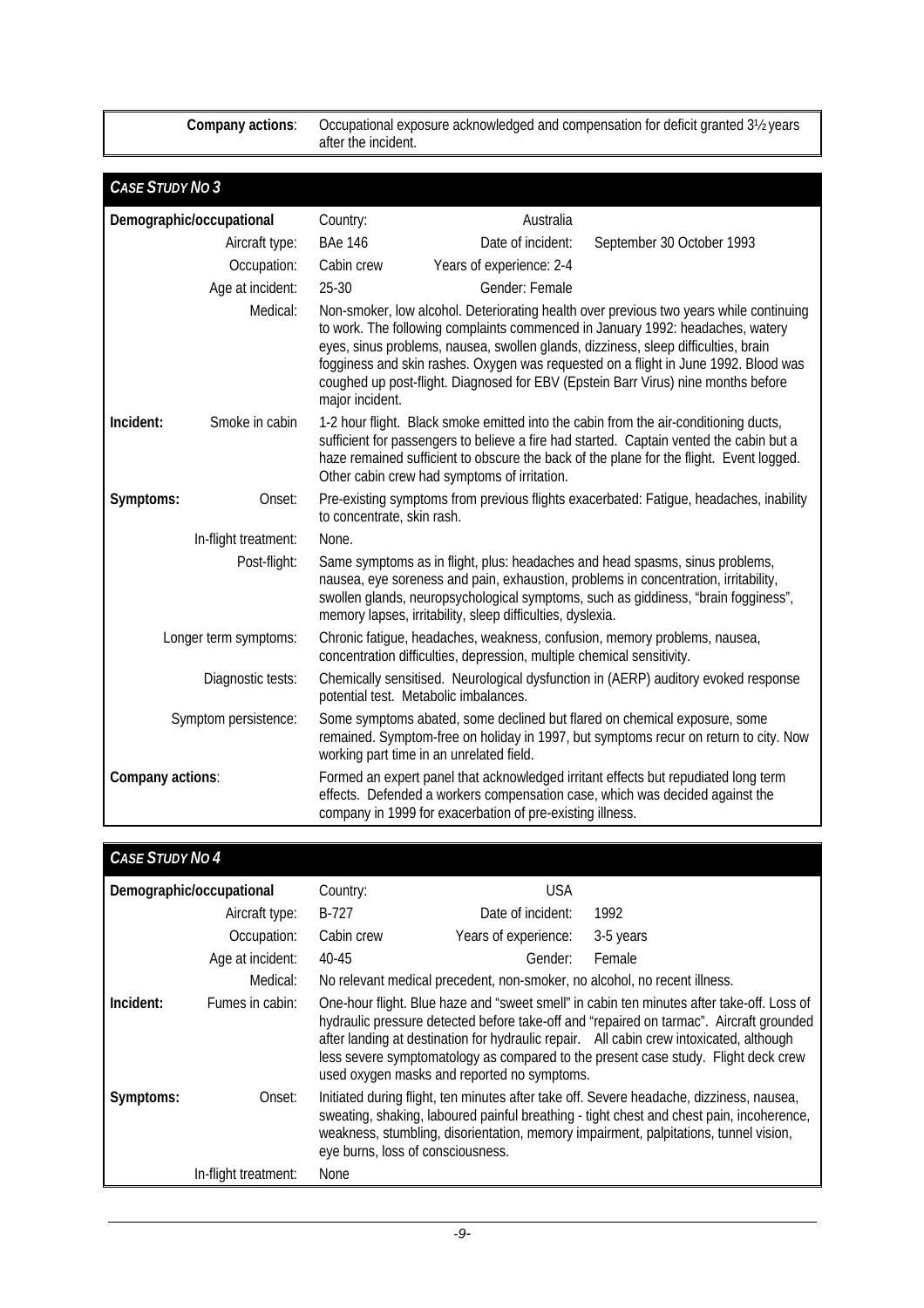| | |
|---|---|
| **Company actions**: | Occupational exposure acknowledged and compensation for deficit granted 3½ years after the incident. |

| *CASE STUDY NO 3* | | | | |
|---|---|---|---|---|
| **Demographic/occupational** | Country: | Australia | | |
| Aircraft type: | BAe 146 | Date of incident: | September 30 October 1993 | |
| Occupation: | Cabin crew | Years of experience: 2-4 | | |
| Age at incident: | 25-30 | Gender: Female | | |
| Medical: | Non-smoker, low alcohol. Deteriorating health over previous two years while continuing to work. The following complaints commenced in January 1992: headaches, watery eyes, sinus problems, nausea, swollen glands, dizziness, sleep difficulties, brain fogginess and skin rashes. Oxygen was requested on a flight in June 1992. Blood was coughed up post-flight. Diagnosed for EBV (Epstein Barr Virus) nine months before major incident. | | | |
| **Incident:** Smoke in cabin | 1-2 hour flight. Black smoke emitted into the cabin from the air-conditioning ducts, sufficient for passengers to believe a fire had started. Captain vented the cabin but a haze remained sufficient to obscure the back of the plane for the flight. Event logged. Other cabin crew had symptoms of irritation. | | | |
| **Symptoms:** Onset: | Pre-existing symptoms from previous flights exacerbated: Fatigue, headaches, inability to concentrate, skin rash. | | | |
| In-flight treatment: | None. | | | |
| Post-flight: | Same symptoms as in flight, plus: headaches and head spasms, sinus problems, nausea, eye soreness and pain, exhaustion, problems in concentration, irritability, swollen glands, neuropsychological symptoms, such as giddiness, "brain fogginess", memory lapses, irritability, sleep difficulties, dyslexia. | | | |
| Longer term symptoms: | Chronic fatigue, headaches, weakness, confusion, memory problems, nausea, concentration difficulties, depression, multiple chemical sensitivity. | | | |
| Diagnostic tests: | Chemically sensitised. Neurological dysfunction in (AERP) auditory evoked response potential test. Metabolic imbalances. | | | |
| Symptom persistence: | Some symptoms abated, some declined but flared on chemical exposure, some remained. Symptom-free on holiday in 1997, but symptoms recur on return to city. Now working part time in an unrelated field. | | | |
| **Company actions**: | Formed an expert panel that acknowledged irritant effects but repudiated long term effects. Defended a workers compensation case, which was decided against the company in 1999 for exacerbation of pre-existing illness. | | | |

| *CASE STUDY NO 4* | | | | |
|---|---|---|---|---|
| **Demographic/occupational** | Country: | USA | | |
| Aircraft type: | B-727 | Date of incident: | 1992 | |
| Occupation: | Cabin crew | Years of experience: | 3-5 years | |
| Age at incident: | 40-45 | Gender: | Female | |
| Medical: | No relevant medical precedent, non-smoker, no alcohol, no recent illness. | | | |
| **Incident:** Fumes in cabin: | One-hour flight. Blue haze and "sweet smell" in cabin ten minutes after take-off. Loss of hydraulic pressure detected before take-off and "repaired on tarmac". Aircraft grounded after landing at destination for hydraulic repair. All cabin crew intoxicated, although less severe symptomatology as compared to the present case study. Flight deck crew used oxygen masks and reported no symptoms. | | | |
| **Symptoms:** Onset: | Initiated during flight, ten minutes after take off. Severe headache, dizziness, nausea, sweating, shaking, laboured painful breathing - tight chest and chest pain, incoherence, weakness, stumbling, disorientation, memory impairment, palpitations, tunnel vision, eye burns, loss of consciousness. | | | |
| In-flight treatment: | None | | | |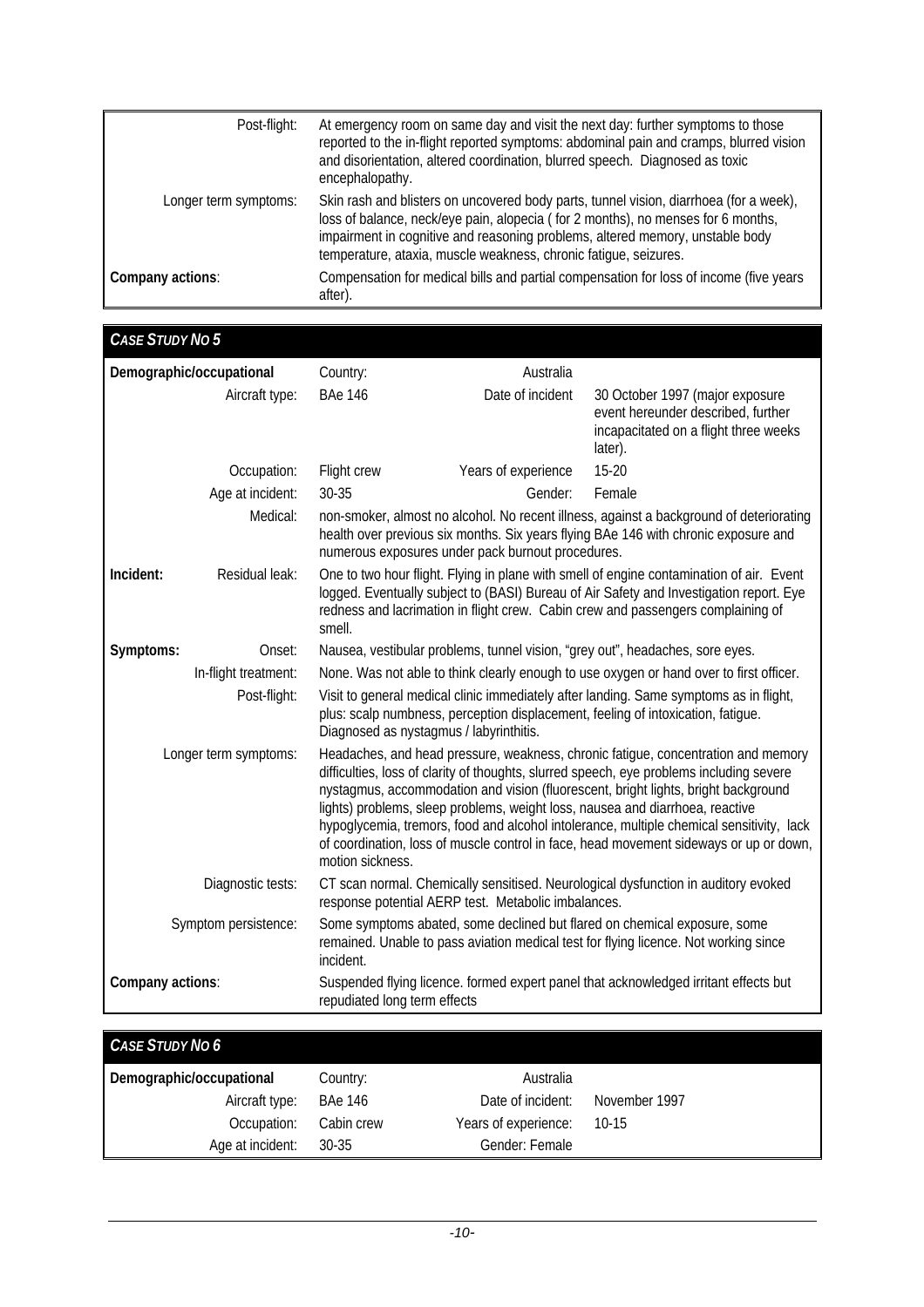| | |
|---|---|
| Post-flight: | At emergency room on same day and visit the next day: further symptoms to those reported to the in-flight reported symptoms: abdominal pain and cramps, blurred vision and disorientation, altered coordination, blurred speech. Diagnosed as toxic encephalopathy. |
| Longer term symptoms: | Skin rash and blisters on uncovered body parts, tunnel vision, diarrhoea (for a week), loss of balance, neck/eye pain, alopecia ( for 2 months), no menses for 6 months, impairment in cognitive and reasoning problems, altered memory, unstable body temperature, ataxia, muscle weakness, chronic fatigue, seizures. |
| **Company actions**: | Compensation for medical bills and partial compensation for loss of income (five years after). |

| ***CASE STUDY NO 5*** | | | | |
|---|---|---|---|---|
| **Demographic/occupational** | | Country: | Australia | |
| | Aircraft type: | BAe 146 | Date of incident | 30 October 1997 (major exposure event hereunder described, further incapacitated on a flight three weeks later). |
| | Occupation: | Flight crew | Years of experience | 15-20 |
| | Age at incident: | 30-35 | Gender: | Female |
| | Medical: | non-smoker, almost no alcohol. No recent illness, against a background of deteriorating health over previous six months. Six years flying BAe 146 with chronic exposure and numerous exposures under pack burnout procedures. | | |
| **Incident:** | Residual leak: | One to two hour flight. Flying in plane with smell of engine contamination of air. Event logged. Eventually subject to (BASI) Bureau of Air Safety and Investigation report. Eye redness and lacrimation in flight crew. Cabin crew and passengers complaining of smell. | | |
| **Symptoms:** | Onset: | Nausea, vestibular problems, tunnel vision, "grey out", headaches, sore eyes. | | |
| | In-flight treatment: | None. Was not able to think clearly enough to use oxygen or hand over to first officer. | | |
| | Post-flight: | Visit to general medical clinic immediately after landing. Same symptoms as in flight, plus: scalp numbness, perception displacement, feeling of intoxication, fatigue. Diagnosed as nystagmus / labyrinthitis. | | |
| | Longer term symptoms: | Headaches, and head pressure, weakness, chronic fatigue, concentration and memory difficulties, loss of clarity of thoughts, slurred speech, eye problems including severe nystagmus, accommodation and vision (fluorescent, bright lights, bright background lights) problems, sleep problems, weight loss, nausea and diarrhoea, reactive hypoglycemia, tremors, food and alcohol intolerance, multiple chemical sensitivity, lack of coordination, loss of muscle control in face, head movement sideways or up or down, motion sickness. | | |
| | Diagnostic tests: | CT scan normal. Chemically sensitised. Neurological dysfunction in auditory evoked response potential AERP test. Metabolic imbalances. | | |
| | Symptom persistence: | Some symptoms abated, some declined but flared on chemical exposure, some remained. Unable to pass aviation medical test for flying licence. Not working since incident. | | |
| **Company actions**: | | Suspended flying licence. formed expert panel that acknowledged irritant effects but repudiated long term effects | | |

| ***CASE STUDY NO 6*** | | | | |
|---|---|---|---|---|
| **Demographic/occupational** | | Country: | Australia | |
| | Aircraft type: | BAe 146 | Date of incident: | November 1997 |
| | Occupation: | Cabin crew | Years of experience: | 10-15 |
| | Age at incident: | 30-35 | Gender: Female | |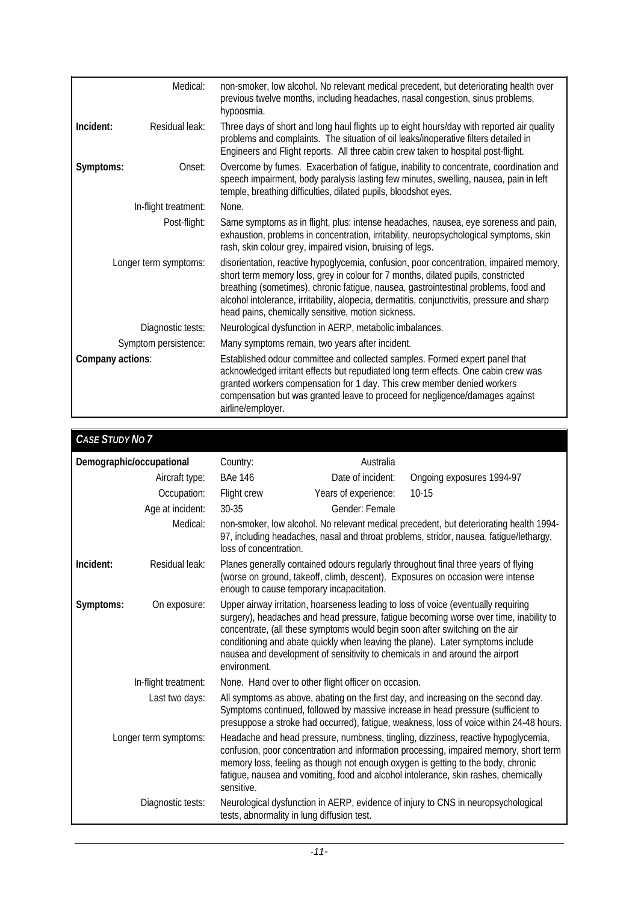| | | |
|---|---|---|
| | Medical: | non-smoker, low alcohol. No relevant medical precedent, but deteriorating health over previous twelve months, including headaches, nasal congestion, sinus problems, hypoosmia. |
| **Incident:** | Residual leak: | Three days of short and long haul flights up to eight hours/day with reported air quality problems and complaints. The situation of oil leaks/inoperative filters detailed in Engineers and Flight reports. All three cabin crew taken to hospital post-flight. |
| **Symptoms:** | Onset: | Overcome by fumes. Exacerbation of fatigue, inability to concentrate, coordination and speech impairment, body paralysis lasting few minutes, swelling, nausea, pain in left temple, breathing difficulties, dilated pupils, bloodshot eyes. |
| | In-flight treatment: | None. |
| | Post-flight: | Same symptoms as in flight, plus: intense headaches, nausea, eye soreness and pain, exhaustion, problems in concentration, irritability, neuropsychological symptoms, skin rash, skin colour grey, impaired vision, bruising of legs. |
| | Longer term symptoms: | disorientation, reactive hypoglycemia, confusion, poor concentration, impaired memory, short term memory loss, grey in colour for 7 months, dilated pupils, constricted breathing (sometimes), chronic fatigue, nausea, gastrointestinal problems, food and alcohol intolerance, irritability, alopecia, dermatitis, conjunctivitis, pressure and sharp head pains, chemically sensitive, motion sickness. |
| | Diagnostic tests: | Neurological dysfunction in AERP, metabolic imbalances. |
| | Symptom persistence: | Many symptoms remain, two years after incident. |
| **Company actions**: | | Established odour committee and collected samples. Formed expert panel that acknowledged irritant effects but repudiated long term effects. One cabin crew was granted workers compensation for 1 day. This crew member denied workers compensation but was granted leave to proceed for negligence/damages against airline/employer. |

| ***CASE STUDY NO 7*** | | | | | |
|---|---|---|---|---|---|
| **Demographic/occupational** | | Country: | Australia | | |
| | Aircraft type: | BAe 146 | Date of incident: | Ongoing exposures 1994-97 | |
| | Occupation: | Flight crew | Years of experience: | 10-15 | |
| | Age at incident: | 30-35 | Gender: Female | | |
| | Medical: | non-smoker, low alcohol. No relevant medical precedent, but deteriorating health 1994-97, including headaches, nasal and throat problems, stridor, nausea, fatigue/lethargy, loss of concentration. | | | |
| **Incident:** | Residual leak: | Planes generally contained odours regularly throughout final three years of flying (worse on ground, takeoff, climb, descent). Exposures on occasion were intense enough to cause temporary incapacitation. | | | |
| **Symptoms:** | On exposure: | Upper airway irritation, hoarseness leading to loss of voice (eventually requiring surgery), headaches and head pressure, fatigue becoming worse over time, inability to concentrate, (all these symptoms would begin soon after switching on the air conditioning and abate quickly when leaving the plane). Later symptoms include nausea and development of sensitivity to chemicals in and around the airport environment. | | | |
| | In-flight treatment: | None. Hand over to other flight officer on occasion. | | | |
| | Last two days: | All symptoms as above, abating on the first day, and increasing on the second day. Symptoms continued, followed by massive increase in head pressure (sufficient to presuppose a stroke had occurred), fatigue, weakness, loss of voice within 24-48 hours. | | | |
| | Longer term symptoms: | Headache and head pressure, numbness, tingling, dizziness, reactive hypoglycemia, confusion, poor concentration and information processing, impaired memory, short term memory loss, feeling as though not enough oxygen is getting to the body, chronic fatigue, nausea and vomiting, food and alcohol intolerance, skin rashes, chemically sensitive. | | | |
| | Diagnostic tests: | Neurological dysfunction in AERP, evidence of injury to CNS in neuropsychological tests, abnormality in lung diffusion test. | | | |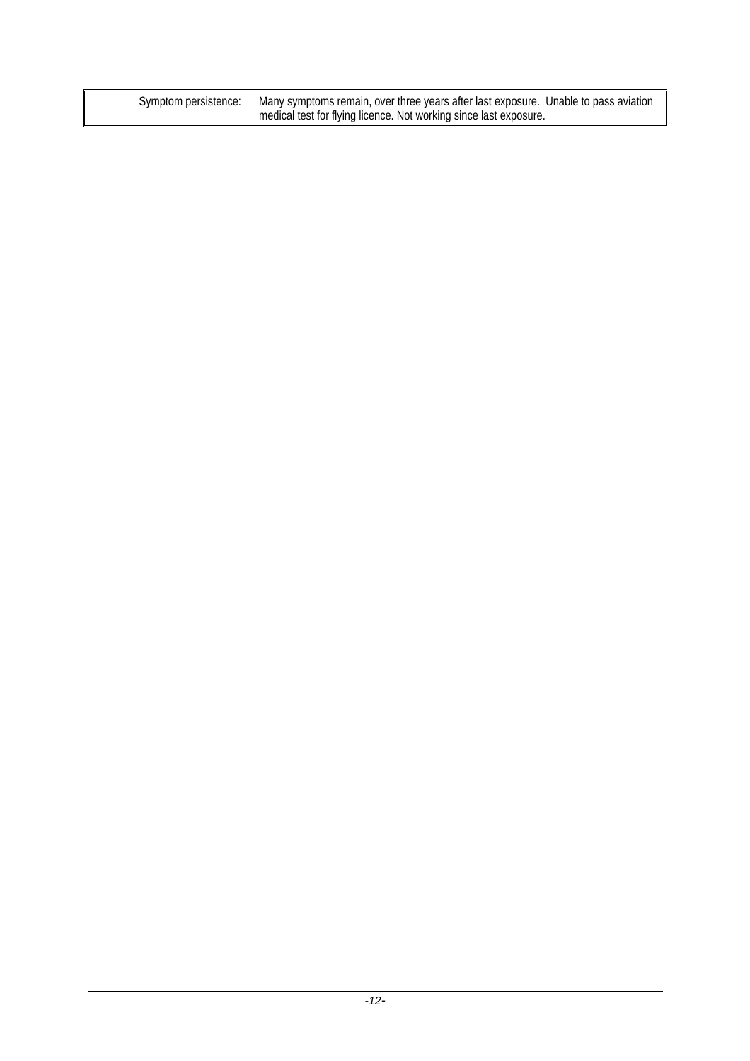| | |
|---|---|
| Symptom persistence: | Many symptoms remain, over three years after last exposure. Unable to pass aviation medical test for flying licence. Not working since last exposure. |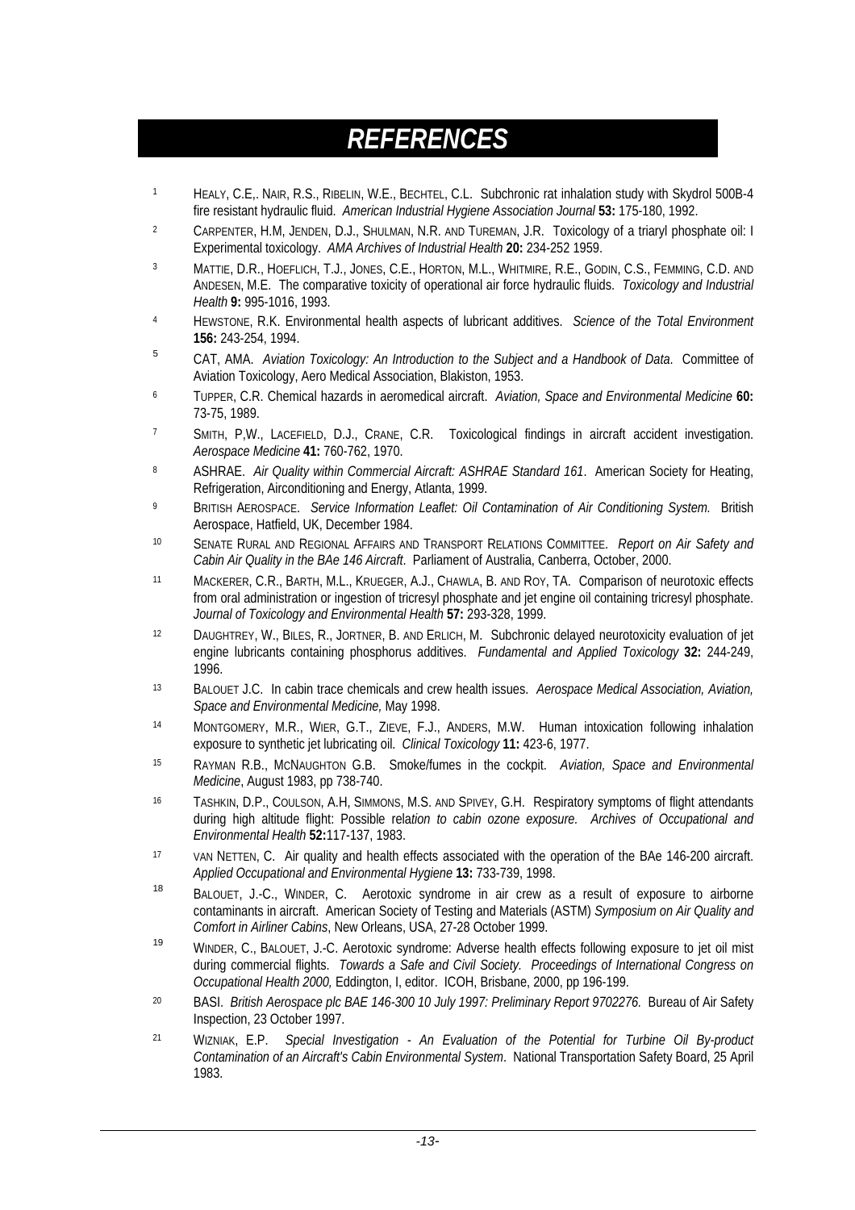# REFERENCES

1. HEALY, C.E,. NAIR, R.S., RIBELIN, W.E., BECHTEL, C.L. Subchronic rat inhalation study with Skydrol 500B-4 fire resistant hydraulic fluid. *American Industrial Hygiene Association Journal* **53:** 175-180, 1992.
2. CARPENTER, H.M, JENDEN, D.J., SHULMAN, N.R. AND TUREMAN, J.R. Toxicology of a triaryl phosphate oil: I Experimental toxicology. *AMA Archives of Industrial Health* **20:** 234-252 1959.
3. MATTIE, D.R., HOEFLICH, T.J., JONES, C.E., HORTON, M.L., WHITMIRE, R.E., GODIN, C.S., FEMMING, C.D. AND ANDESEN, M.E. The comparative toxicity of operational air force hydraulic fluids. *Toxicology and Industrial Health* **9:** 995-1016, 1993.
4. HEWSTONE, R.K. Environmental health aspects of lubricant additives. *Science of the Total Environment* **156:** 243-254, 1994.
5. CAT, AMA. *Aviation Toxicology: An Introduction to the Subject and a Handbook of Data*. Committee of Aviation Toxicology, Aero Medical Association, Blakiston, 1953.
6. TUPPER, C.R. Chemical hazards in aeromedical aircraft. *Aviation, Space and Environmental Medicine* **60:** 73-75, 1989.
7. SMITH, P,W., LACEFIELD, D.J., CRANE, C.R. Toxicological findings in aircraft accident investigation. *Aerospace Medicine* **41:** 760-762, 1970.
8. ASHRAE. *Air Quality within Commercial Aircraft: ASHRAE Standard 161*. American Society for Heating, Refrigeration, Airconditioning and Energy, Atlanta, 1999.
9. BRITISH AEROSPACE. *Service Information Leaflet: Oil Contamination of Air Conditioning System.* British Aerospace, Hatfield, UK, December 1984.
10. SENATE RURAL AND REGIONAL AFFAIRS AND TRANSPORT RELATIONS COMMITTEE. *Report on Air Safety and Cabin Air Quality in the BAe 146 Aircraft*. Parliament of Australia, Canberra, October, 2000.
11. MACKERER, C.R., BARTH, M.L., KRUEGER, A.J., CHAWLA, B. AND ROY, TA. Comparison of neurotoxic effects from oral administration or ingestion of tricresyl phosphate and jet engine oil containing tricresyl phosphate. *Journal of Toxicology and Environmental Health* **57:** 293-328, 1999.
12. DAUGHTREY, W., BILES, R., JORTNER, B. AND ERLICH, M. Subchronic delayed neurotoxicity evaluation of jet engine lubricants containing phosphorus additives. *Fundamental and Applied Toxicology* **32:** 244-249, 1996.
13. BALOUET J.C. In cabin trace chemicals and crew health issues. *Aerospace Medical Association, Aviation, Space and Environmental Medicine,* May 1998.
14. MONTGOMERY, M.R., WIER, G.T., ZIEVE, F.J., ANDERS, M.W. Human intoxication following inhalation exposure to synthetic jet lubricating oil. *Clinical Toxicology* **11:** 423-6, 1977.
15. RAYMAN R.B., MCNAUGHTON G.B. Smoke/fumes in the cockpit. *Aviation, Space and Environmental Medicine*, August 1983, pp 738-740.
16. TASHKIN, D.P., COULSON, A.H, SIMMONS, M.S. AND SPIVEY, G.H. Respiratory symptoms of flight attendants during high altitude flight: Possible rela*tion to cabin ozone exposure. Archives of Occupational and Environmental Health* **52:**117-137, 1983.
17. VAN NETTEN, C. Air quality and health effects associated with the operation of the BAe 146-200 aircraft. *Applied Occupational and Environmental Hygiene* **13:** 733-739, 1998.
18. BALOUET, J.-C., WINDER, C. Aerotoxic syndrome in air crew as a result of exposure to airborne contaminants in aircraft. American Society of Testing and Materials (ASTM) *Symposium on Air Quality and Comfort in Airliner Cabins*, New Orleans, USA, 27-28 October 1999.
19. WINDER, C., BALOUET, J.-C. Aerotoxic syndrome: Adverse health effects following exposure to jet oil mist during commercial flights. *Towards a Safe and Civil Society. Proceedings of International Congress on Occupational Health 2000,* Eddington, I, editor. ICOH, Brisbane, 2000, pp 196-199.
20. BASI. *British Aerospace plc BAE 146-300 10 July 1997: Preliminary Report 9702276.* Bureau of Air Safety Inspection, 23 October 1997.
21. WIZNIAK, E.P. *Special Investigation - An Evaluation of the Potential for Turbine Oil By-product Contamination of an Aircraft's Cabin Environmental System*. National Transportation Safety Board, 25 April 1983.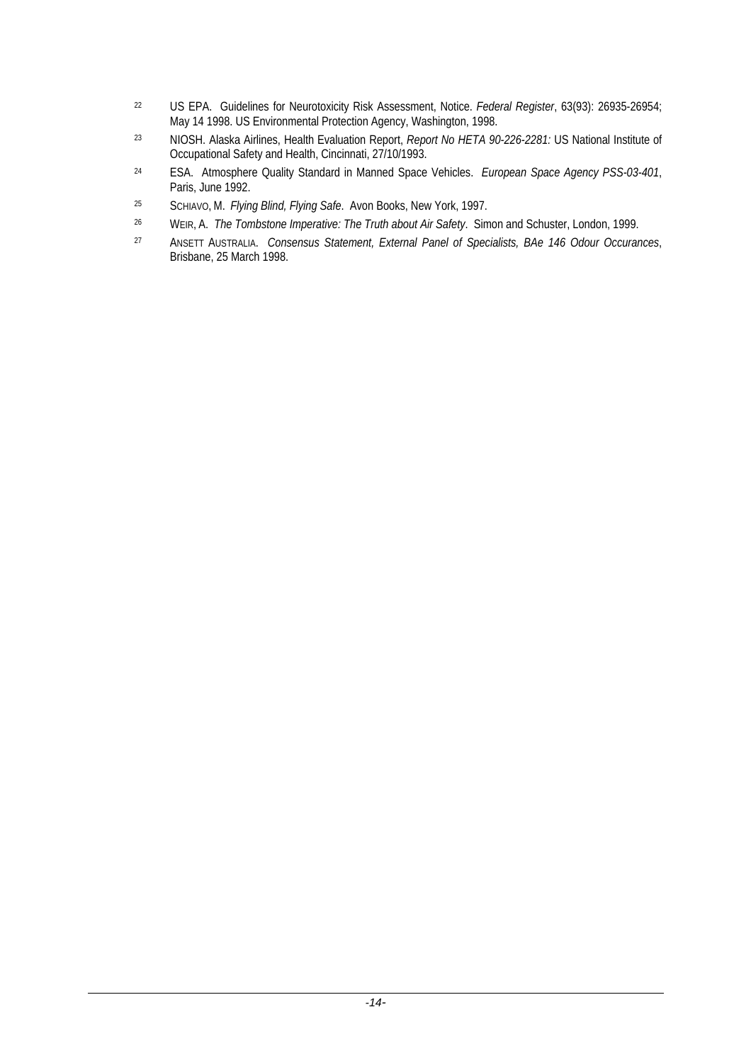[22] US EPA. Guidelines for Neurotoxicity Risk Assessment, Notice. *Federal Register*, 63(93): 26935-26954; May 14 1998. US Environmental Protection Agency, Washington, 1998.

[23] NIOSH. Alaska Airlines, Health Evaluation Report, *Report No HETA 90-226-2281:* US National Institute of Occupational Safety and Health, Cincinnati, 27/10/1993.

[24] ESA. Atmosphere Quality Standard in Manned Space Vehicles. *European Space Agency PSS-03-401*, Paris, June 1992.

[25] SCHIAVO, M. *Flying Blind, Flying Safe*. Avon Books, New York, 1997.

[26] WEIR, A. *The Tombstone Imperative: The Truth about Air Safety*. Simon and Schuster, London, 1999.

[27] ANSETT AUSTRALIA. *Consensus Statement, External Panel of Specialists, BAe 146 Odour Occurances*, Brisbane, 25 March 1998.